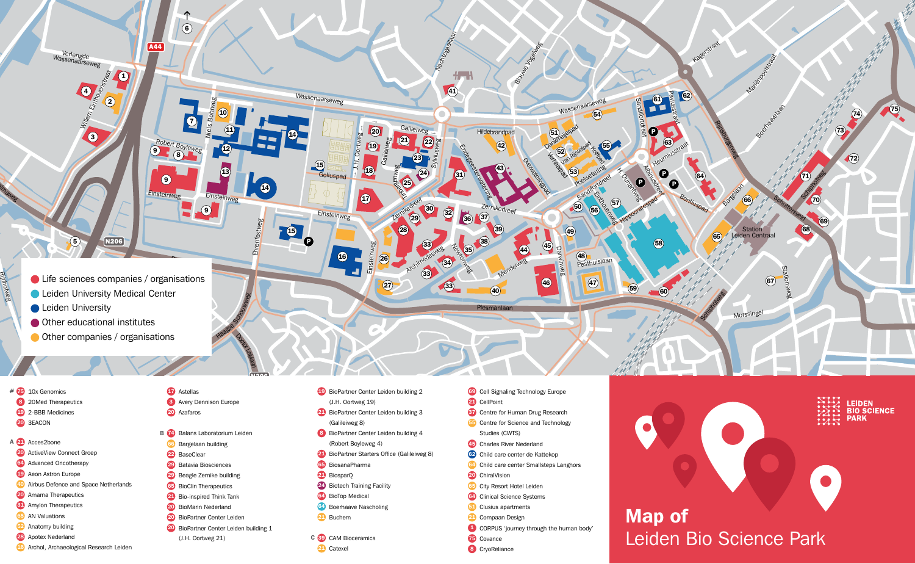# Map of Leiden Bio Science Park

**LEIDEN BIO SCIENCE PARK**

- Life sciences companies / organisations
- Leiden University Medical Center
- Leiden University
- Other educational institutes
- Other companies / organisations

**#**

- 75 10x Genomics
- 8 20Med Therapeutics
- 19 2-BBB Medicines
- 20 3EACON

**A**

- 21 Acces2bone
- 20 ActiveView Connect Groep
- 64 Advanced Oncotherapy
- 19 Aeon Astron Europe
- 40 Airbus Defence and Space Netherlands
- 20 Amarna Therapeutics
- 31 Amylon Therapeutics
- 65 AN Valuations
- 52 Anatomy building
- 28 Apotex Nederland
- 16 Archol, Archaeological Research Leiden
- 17 Astellas
- 3 Avery Dennison Europe
- 20 Azafaros

**B**

- 74 Balans Laboratorium Leiden
- 66 Bargelaan building
- 22 BaseClear
- 29 Batavia Biosciences
- 29 Beagle Zernike building
- 65 BioClin Therapeutics
- 21 Bio-inspired Think Tank
- 20 BioMarin Nederland
- 20 BioPartner Center Leiden
- 20 BioPartner Center Leiden building 1 (J.H. Oortweg 21)
- 19 BioPartner Center Leiden building 2 (J.H. Oortweg 19)
- 21 BioPartner Center Leiden building 3 (Galileiweg 8)
- 8 BioPartner Center Leiden building 4 (Robert Boyleweg 4)
- 21 BioPartner Starters Office (Galileiweg 8)
- 65 BiosanaPharma
- 21 BiosparQ
- 24 Biotech Training Facility
- 64 BioTop Medical
- 64 Boerhaave Nascholing
- 21 Buchem

**C**

- 39 CAM Bioceramics
- 21 Catexel
- 69 Cell Signaling Technology Europe
- 21 CellPoint
- 37 Centre for Human Drug Research
- 55 Centre for Science and Technology Studies (CWTS)
- 45 Charles River Nederland
- 62 Child care center de Kattekop
- 64 Child care center Smallsteps Langhors
- 20 ChiralVision
- 65 City Resort Hotel Leiden
- 64 Clinical Science Systems
- 51 Clusius apartments
- 21 Compaan Design
- 1 CORPUS 'journey through the human body'
- 75 Covance
- 8 CryoReliance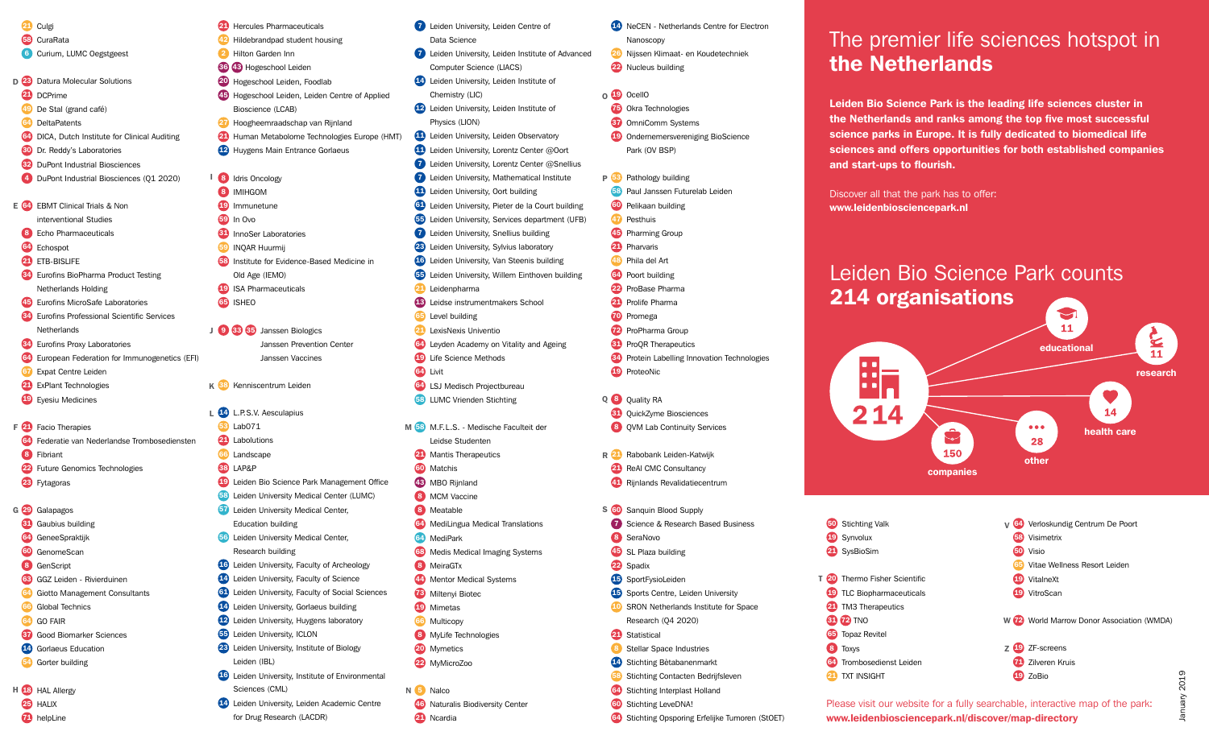- 21 Culgi
- 58 CuraRata
- 6 Curium, LUMC Oegstgeest

**D**
- 23 Datura Molecular Solutions
- 21 DCPrime
- 49 De Stal (grand café)
- 64 DeltaPatents
- 64 DICA, Dutch Institute for Clinical Auditing
- 30 Dr. Reddy's Laboratories
- 32 DuPont Industrial Biosciences
- 4 DuPont Industrial Biosciences (Q1 2020)

**E**
- 64 EBMT Clinical Trials & Non interventional Studies
- 8 Echo Pharmaceuticals
- 64 Echospot
- 21 ETB-BISLIFE
- 34 Eurofins BioPharma Product Testing Netherlands Holding
- 45 Eurofins MicroSafe Laboratories
- 34 Eurofins Professional Scientific Services Netherlands
- 34 Eurofins Proxy Laboratories
- 64 European Federation for Immunogenetics (EFI)
- 67 Expat Centre Leiden
- 21 ExPlant Technologies
- 19 Eyesiu Medicines

**F**
- 21 Facio Therapies
- 64 Federatie van Nederlandse Trombosediensten
- 8 Fibriant
- 22 Future Genomics Technologies
- 23 Fytagoras

**G**
- 29 Galapagos
- 31 Gaubius building
- 64 GeneeSpraktijk
- 60 GenomeScan
- 8 GenScript
- 63 GGZ Leiden - Rivierduinen
- 64 Giotto Management Consultants
- 66 Global Technics
- 64 GO FAIR
- 37 Good Biomarker Sciences
- 14 Gorlaeus Education
- 54 Gorter building

**H**
- 18 HAL Allergy
- 25 HALIX
- 71 helpLine
- 21 Hercules Pharmaceuticals
- 42 Hildebrandpad student housing
- 2 Hilton Garden Inn
- 36 43 Hogeschool Leiden
- 20 Hogeschool Leiden, Foodlab
- 45 Hogeschool Leiden, Leiden Centre of Applied Bioscience (LCAB)
- 27 Hoogheemraadschap van Rijnland
- 21 Human Metabolome Technologies Europe (HMT)
- 12 Huygens Main Entrance Gorlaeus

**I**
- 8 Idris Oncology
- 8 IMIHGOM
- 19 Immunetune
- 59 In Ovo
- 31 InnoSer Laboratories
- 59 INQAR Huurmij
- 56 Institute for Evidence-Based Medicine in Old Age (IEMO)
- 19 ISA Pharmaceuticals
- 65 ISHEO

**J**
- 9 33 35 Janssen Biologics, Janssen Prevention Center, Janssen Vaccines

**K**
- 38 Kenniscentrum Leiden

**L**
- 14 L.P.S.V. Aesculapius
- 53 Lab071
- 21 Labolutions
- 66 Landscape
- 38 LAP&P
- 19 Leiden Bio Science Park Management Office
- 58 Leiden University Medical Center (LUMC)
- 57 Leiden University Medical Center, Education building
- 56 Leiden University Medical Center, Research building
- 16 Leiden University, Faculty of Archeology
- 14 Leiden University, Faculty of Science
- 61 Leiden University, Faculty of Social Sciences
- 14 Leiden University, Gorlaeus building
- 12 Leiden University, Huygens laboratory
- 55 Leiden University, ICLON
- 23 Leiden University, Institute of Biology Leiden (IBL)
- 16 Leiden University, Institute of Environmental Sciences (CML)
- 14 Leiden University, Leiden Academic Centre for Drug Research (LACDR)
- 7 Leiden University, Leiden Centre of Data Science
- 7 Leiden University, Leiden Institute of Advanced Computer Science (LIACS)
- 14 Leiden University, Leiden Institute of Chemistry (LIC)
- 12 Leiden University, Leiden Institute of Physics (LION)
- 11 Leiden University, Leiden Observatory
- 11 Leiden University, Lorentz Center @Oort
- 7 Leiden University, Lorentz Center @Snellius
- 7 Leiden University, Mathematical Institute
- 11 Leiden University, Oort building
- 61 Leiden University, Pieter de la Court building
- 55 Leiden University, Services department (UFB)
- 7 Leiden University, Snellius building
- 23 Leiden University, Sylvius laboratory
- 16 Leiden University, Van Steenis building
- 55 Leiden University, Willem Einthoven building
- 21 Leidenpharma
- 13 Leidse instrumentmakers School
- 65 Level building
- 21 LexisNexis Univentio
- 64 Leyden Academy on Vitality and Ageing
- 19 Life Science Methods
- 64 Livit
- 64 LSJ Medisch Projectbureau
- 58 LUMC Vrienden Stichting

**M**
- 58 M.F.L.S. - Medische Faculteit der Leidse Studenten
- 21 Mantis Therapeutics
- 60 Matchis
- 43 MBO Rijnland
- 8 MCM Vaccine
- 8 Meatable
- 64 MediLingua Medical Translations
- 64 MediPark
- 68 Medis Medical Imaging Systems
- 8 MeiraGTx
- 44 Mentor Medical Systems
- 73 Miltenyi Biotec
- 19 Mimetas
- 66 Multicopy
- 8 MyLife Technologies
- 20 Mymetics
- 22 MyMicroZoo

**N**
- 5 Nalco
- 46 Naturalis Biodiversity Center
- 21 Ncardia
- 14 NeCEN - Netherlands Centre for Electron Nanoscopy
- 26 Nijssen Klimaat- en Koudetechniek
- 22 Nucleus building

**O**
- 19 OcellO
- 75 Okra Technologies
- 37 OmniComm Systems
- 19 Ondernemersvereniging BioScience Park (OV BSP)

**P**
- 53 Pathology building
- 58 Paul Janssen Futurelab Leiden
- 60 Pelikaan building
- 47 Pesthuis
- 45 Pharming Group
- 21 Pharvaris
- 48 Phila del Art
- 64 Poort building
- 22 ProBase Pharma
- 21 Prolife Pharma
- 70 Promega
- 72 ProPharma Group
- 31 ProQR Therapeutics
- 34 Protein Labelling Innovation Technologies
- 19 ProteoNic

**Q**
- 8 Quality RA
- 31 QuickZyme Biosciences
- 8 QVM Lab Continuity Services

**R**
- 21 Rabobank Leiden-Katwijk
- 21 ReAI CMC Consultancy
- 41 Rijnlands Revalidatiecentrum

**S**
- 60 Sanquin Blood Supply
- 7 Science & Research Based Business
- 8 SeraNovo
- 45 SL Plaza building
- 22 Spadix
- 15 SportFysioLeiden
- 15 Sports Centre, Leiden University
- 10 SRON Netherlands Institute for Space Research (Q4 2020)
- 21 Statistical
- 8 Stellar Space Industries
- 14 Stichting Bètabanenmarkt
- 58 Stichting Contacten Bedrijfsleven
- 64 Stichting Interplast Holland
- 60 Stichting LeveDNA!
- 64 Stichting Opsporing Erfelijke Tumoren (StOET)
- 50 Stichting Valk
- 19 Synvolux
- 21 SysBioSim

**T**
- 20 Thermo Fisher Scientific
- 19 TLC Biopharmaceuticals
- 21 TM3 Therapeutics
- 31 72 TNO
- 65 Topaz Revitel
- 8 Toxys
- 64 Trombosedienst Leiden
- 21 TXT INSIGHT

**V**
- 64 Verloskundig Centrum De Poort
- 58 Visimetrix
- 50 Visio
- 65 Vitae Wellness Resort Leiden
- 19 VitalneXt
- 19 VitroScan

**W**
- 72 World Marrow Donor Association (WMDA)

**Z**
- 19 ZF-screens
- 71 Zilveren Kruis
- 19 ZoBio

# The premier life sciences hotspot in **the Netherlands**

**Leiden Bio Science Park is the leading life sciences cluster in the Netherlands and ranks among the top five most successful science parks in Europe. It is fully dedicated to biomedical life sciences and offers opportunities for both established companies and start-ups to flourish.**

Discover all that the park has to offer:
**www.leidenbiosciencepark.nl**

## Leiden Bio Science Park counts **214 organisations**

214

11 educational

11 research

14 health care

28 other

150 companies

Please visit our website for a fully searchable, interactive map of the park:
**www.leidenbiosciencepark.nl/discover/map-directory**

January 2019